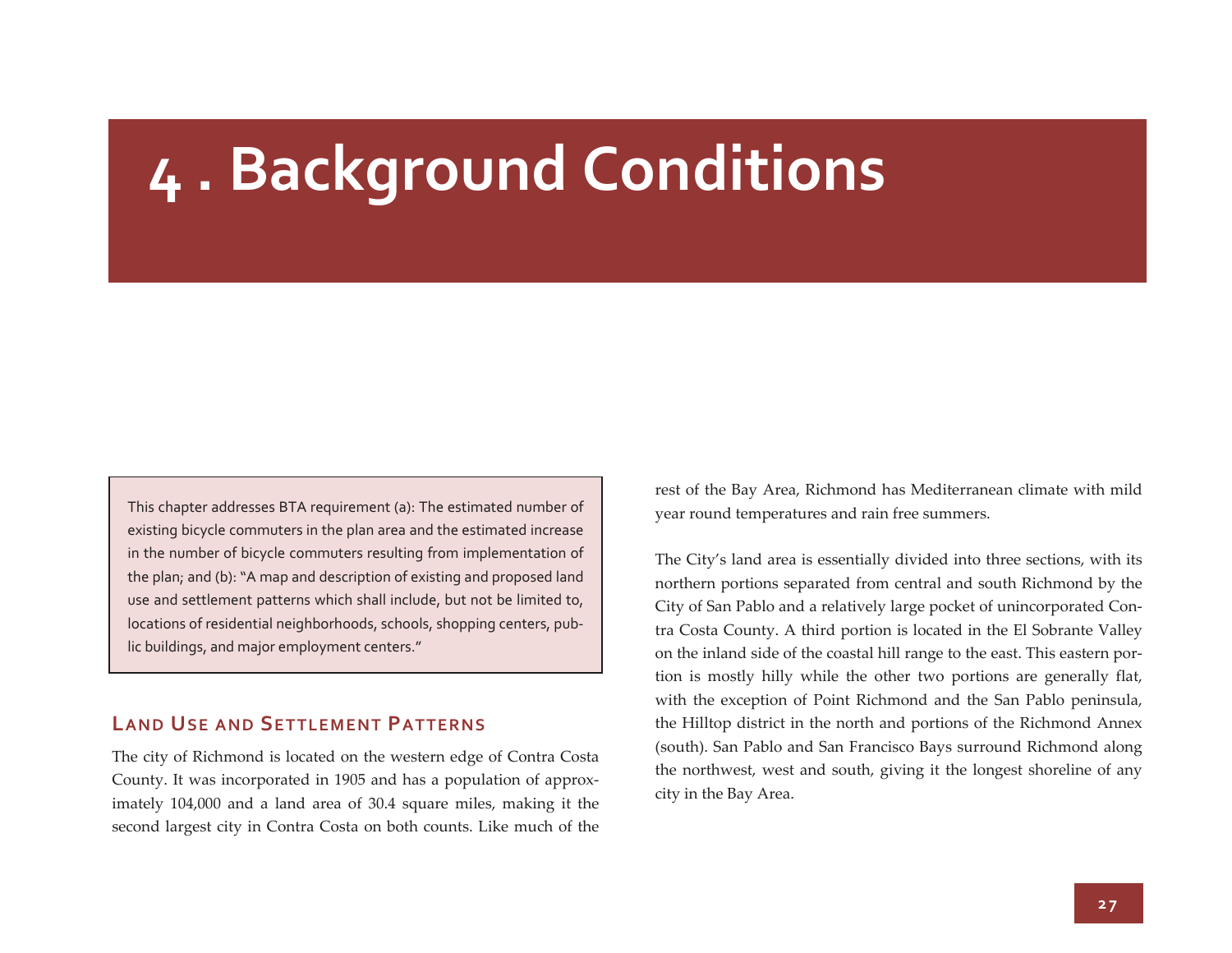# 4 . Background Conditions

> This chapter addresses BTA requirement (a): The estimated number of existing bicycle commuters in the plan area and the estimated increase in the number of bicycle commuters resulting from implementation of the plan; and (b): "A map and description of existing and proposed land use and settlement patterns which shall include, but not be limited to, locations of residential neighborhoods, schools, shopping centers, public buildings, and major employment centers."

## Land Use and Settlement Patterns

The city of Richmond is located on the western edge of Contra Costa County. It was incorporated in 1905 and has a population of approximately 104,000 and a land area of 30.4 square miles, making it the second largest city in Contra Costa on both counts. Like much of the rest of the Bay Area, Richmond has Mediterranean climate with mild year round temperatures and rain free summers.

The City's land area is essentially divided into three sections, with its northern portions separated from central and south Richmond by the City of San Pablo and a relatively large pocket of unincorporated Contra Costa County. A third portion is located in the El Sobrante Valley on the inland side of the coastal hill range to the east. This eastern portion is mostly hilly while the other two portions are generally flat, with the exception of Point Richmond and the San Pablo peninsula, the Hilltop district in the north and portions of the Richmond Annex (south). San Pablo and San Francisco Bays surround Richmond along the northwest, west and south, giving it the longest shoreline of any city in the Bay Area.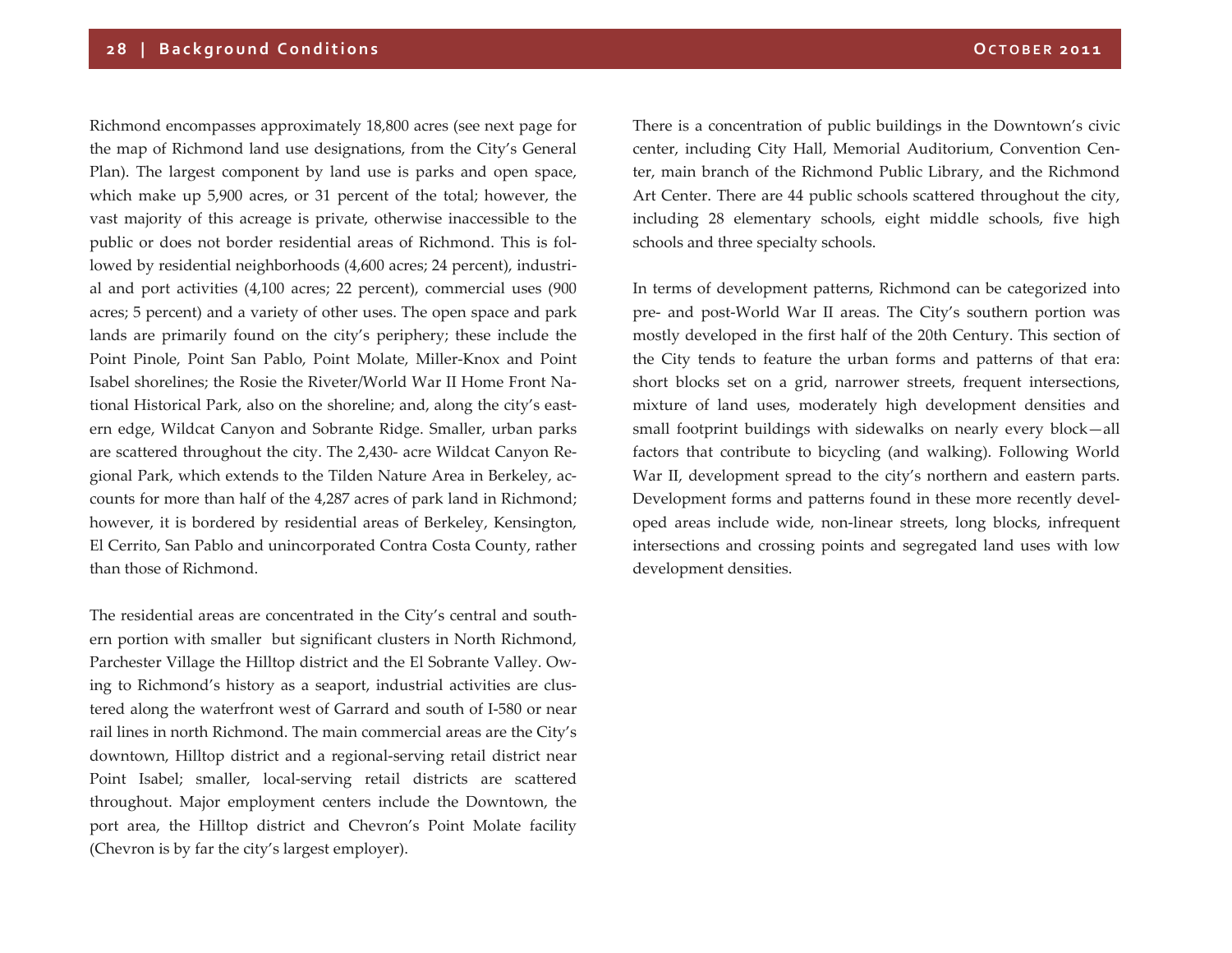Richmond encompasses approximately 18,800 acres (see next page for the map of Richmond land use designations, from the City's General Plan). The largest component by land use is parks and open space, which make up 5,900 acres, or 31 percent of the total; however, the vast majority of this acreage is private, otherwise inaccessible to the public or does not border residential areas of Richmond. This is followed by residential neighborhoods (4,600 acres; 24 percent), industrial and port activities (4,100 acres; 22 percent), commercial uses (900 acres; 5 percent) and a variety of other uses. The open space and park lands are primarily found on the city's periphery; these include the Point Pinole, Point San Pablo, Point Molate, Miller-Knox and Point Isabel shorelines; the Rosie the Riveter/World War II Home Front National Historical Park, also on the shoreline; and, along the city's eastern edge, Wildcat Canyon and Sobrante Ridge. Smaller, urban parks are scattered throughout the city. The 2,430- acre Wildcat Canyon Regional Park, which extends to the Tilden Nature Area in Berkeley, accounts for more than half of the 4,287 acres of park land in Richmond; however, it is bordered by residential areas of Berkeley, Kensington, El Cerrito, San Pablo and unincorporated Contra Costa County, rather than those of Richmond.

The residential areas are concentrated in the City's central and southern portion with smaller but significant clusters in North Richmond, Parchester Village the Hilltop district and the El Sobrante Valley. Owing to Richmond's history as a seaport, industrial activities are clustered along the waterfront west of Garrard and south of I-580 or near rail lines in north Richmond. The main commercial areas are the City's downtown, Hilltop district and a regional-serving retail district near Point Isabel; smaller, local-serving retail districts are scattered throughout. Major employment centers include the Downtown, the port area, the Hilltop district and Chevron's Point Molate facility (Chevron is by far the city's largest employer).

There is a concentration of public buildings in the Downtown's civic center, including City Hall, Memorial Auditorium, Convention Center, main branch of the Richmond Public Library, and the Richmond Art Center. There are 44 public schools scattered throughout the city, including 28 elementary schools, eight middle schools, five high schools and three specialty schools.

In terms of development patterns, Richmond can be categorized into pre- and post-World War II areas. The City's southern portion was mostly developed in the first half of the 20th Century. This section of the City tends to feature the urban forms and patterns of that era: short blocks set on a grid, narrower streets, frequent intersections, mixture of land uses, moderately high development densities and small footprint buildings with sidewalks on nearly every block—all factors that contribute to bicycling (and walking). Following World War II, development spread to the city's northern and eastern parts. Development forms and patterns found in these more recently developed areas include wide, non-linear streets, long blocks, infrequent intersections and crossing points and segregated land uses with low development densities.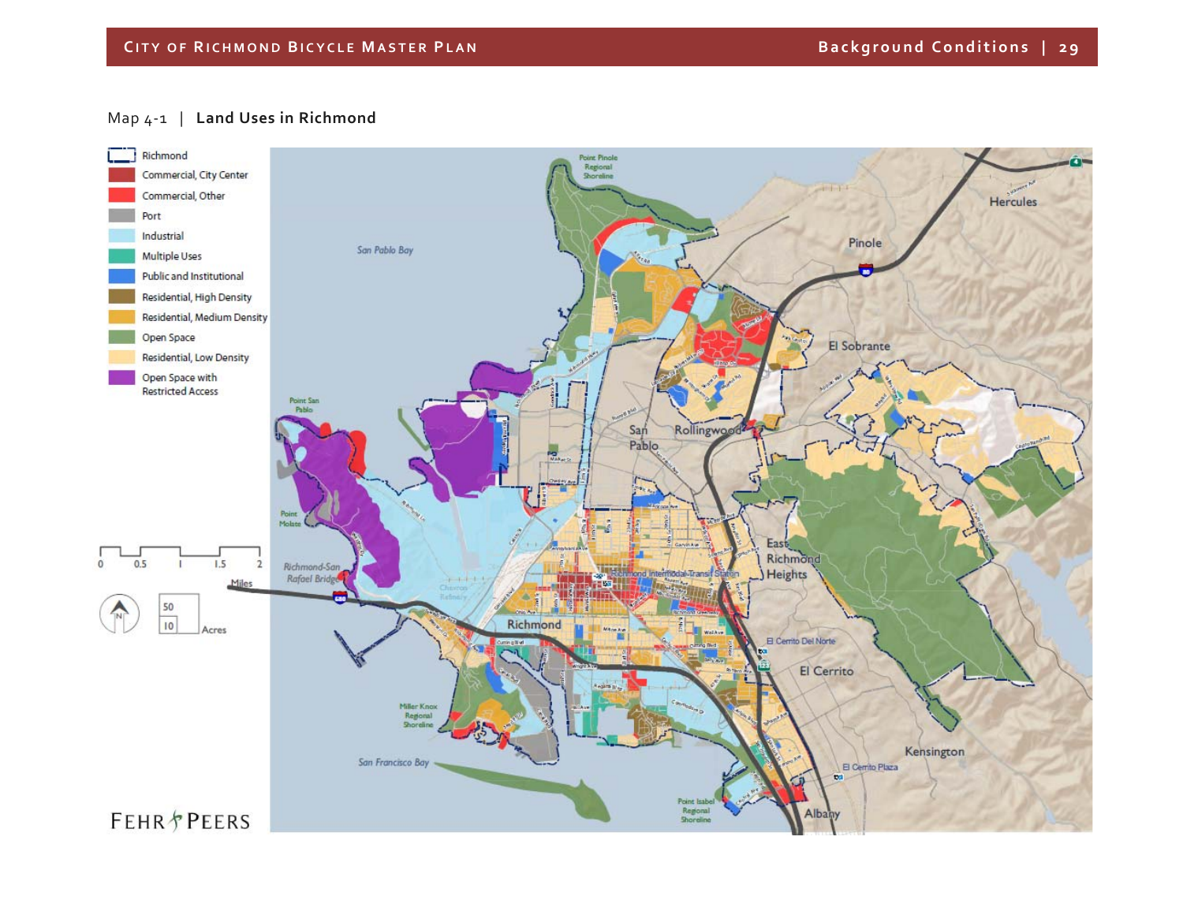Map 4-1 | **Land Uses in Richmond**

- Richmond
- Commercial, City Center
- Commercial, Other
- Port
- Industrial
- Multiple Uses
- Public and Institutional
- Residential, High Density
- Residential, Medium Density
- Open Space
- Residential, Low Density
- Open Space with Restricted Access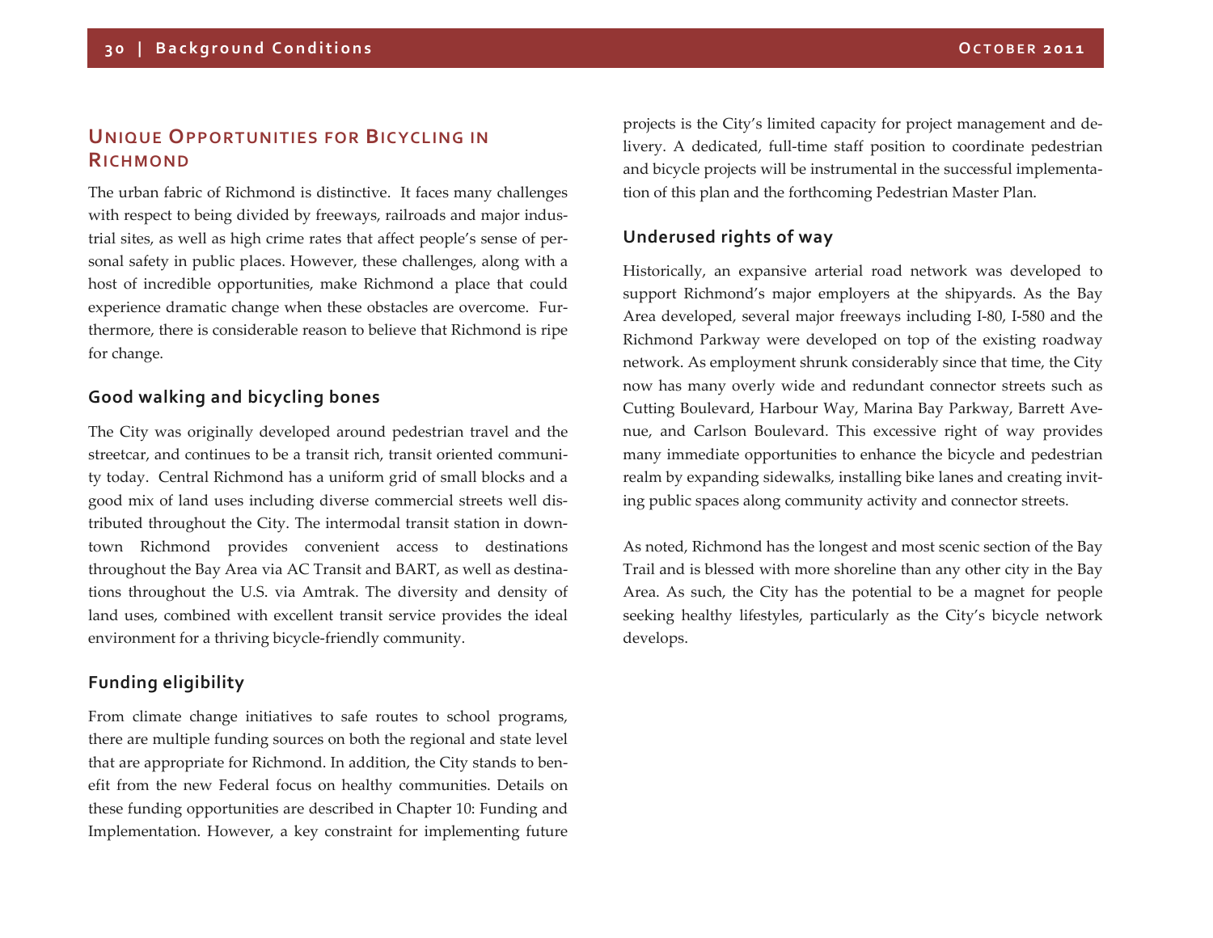## Unique Opportunities for Bicycling in Richmond

The urban fabric of Richmond is distinctive. It faces many challenges with respect to being divided by freeways, railroads and major industrial sites, as well as high crime rates that affect people's sense of personal safety in public places. However, these challenges, along with a host of incredible opportunities, make Richmond a place that could experience dramatic change when these obstacles are overcome. Furthermore, there is considerable reason to believe that Richmond is ripe for change.

### Good walking and bicycling bones

The City was originally developed around pedestrian travel and the streetcar, and continues to be a transit rich, transit oriented community today. Central Richmond has a uniform grid of small blocks and a good mix of land uses including diverse commercial streets well distributed throughout the City. The intermodal transit station in downtown Richmond provides convenient access to destinations throughout the Bay Area via AC Transit and BART, as well as destinations throughout the U.S. via Amtrak. The diversity and density of land uses, combined with excellent transit service provides the ideal environment for a thriving bicycle-friendly community.

### Funding eligibility

From climate change initiatives to safe routes to school programs, there are multiple funding sources on both the regional and state level that are appropriate for Richmond. In addition, the City stands to benefit from the new Federal focus on healthy communities. Details on these funding opportunities are described in Chapter 10: Funding and Implementation. However, a key constraint for implementing future projects is the City's limited capacity for project management and delivery. A dedicated, full-time staff position to coordinate pedestrian and bicycle projects will be instrumental in the successful implementation of this plan and the forthcoming Pedestrian Master Plan.

### Underused rights of way

Historically, an expansive arterial road network was developed to support Richmond's major employers at the shipyards. As the Bay Area developed, several major freeways including I-80, I-580 and the Richmond Parkway were developed on top of the existing roadway network. As employment shrunk considerably since that time, the City now has many overly wide and redundant connector streets such as Cutting Boulevard, Harbour Way, Marina Bay Parkway, Barrett Avenue, and Carlson Boulevard. This excessive right of way provides many immediate opportunities to enhance the bicycle and pedestrian realm by expanding sidewalks, installing bike lanes and creating inviting public spaces along community activity and connector streets.

As noted, Richmond has the longest and most scenic section of the Bay Trail and is blessed with more shoreline than any other city in the Bay Area. As such, the City has the potential to be a magnet for people seeking healthy lifestyles, particularly as the City's bicycle network develops.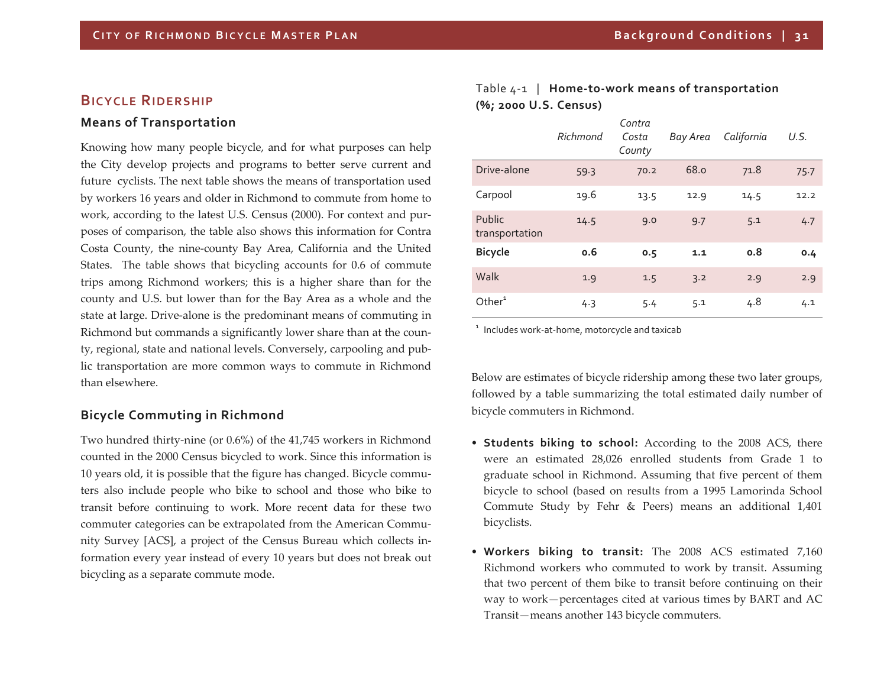## Bicycle Ridership

### Means of Transportation

Knowing how many people bicycle, and for what purposes can help the City develop projects and programs to better serve current and future cyclists. The next table shows the means of transportation used by workers 16 years and older in Richmond to commute from home to work, according to the latest U.S. Census (2000). For context and purposes of comparison, the table also shows this information for Contra Costa County, the nine-county Bay Area, California and the United States. The table shows that bicycling accounts for 0.6 of commute trips among Richmond workers; this is a higher share than for the county and U.S. but lower than for the Bay Area as a whole and the state at large. Drive-alone is the predominant means of commuting in Richmond but commands a significantly lower share than at the county, regional, state and national levels. Conversely, carpooling and public transportation are more common ways to commute in Richmond than elsewhere.

### Bicycle Commuting in Richmond

Two hundred thirty-nine (or 0.6%) of the 41,745 workers in Richmond counted in the 2000 Census bicycled to work. Since this information is 10 years old, it is possible that the figure has changed. Bicycle commuters also include people who bike to school and those who bike to transit before continuing to work. More recent data for these two commuter categories can be extrapolated from the American Community Survey [ACS], a project of the Census Bureau which collects information every year instead of every 10 years but does not break out bicycling as a separate commute mode.

Table 4-1 | **Home-to-work means of transportation (%; 2000 U.S. Census)**

| | *Richmond* | *Contra Costa County* | *Bay Area* | *California* | *U.S.* |
|---|---|---|---|---|---|
| Drive-alone | 59.3 | 70.2 | 68.0 | 71.8 | 75.7 |
| Carpool | 19.6 | 13.5 | 12.9 | 14.5 | 12.2 |
| Public transportation | 14.5 | 9.0 | 9.7 | 5.1 | 4.7 |
| **Bicycle** | **0.6** | **0.5** | **1.1** | **0.8** | **0.4** |
| Walk | 1.9 | 1.5 | 3.2 | 2.9 | 2.9 |
| Other[1] | 4.3 | 5.4 | 5.1 | 4.8 | 4.1 |

[1] Includes work-at-home, motorcycle and taxicab

Below are estimates of bicycle ridership among these two later groups, followed by a table summarizing the total estimated daily number of bicycle commuters in Richmond.

- **Students biking to school:** According to the 2008 ACS, there were an estimated 28,026 enrolled students from Grade 1 to graduate school in Richmond. Assuming that five percent of them bicycle to school (based on results from a 1995 Lamorinda School Commute Study by Fehr & Peers) means an additional 1,401 bicyclists.

- **Workers biking to transit:** The 2008 ACS estimated 7,160 Richmond workers who commuted to work by transit. Assuming that two percent of them bike to transit before continuing on their way to work—percentages cited at various times by BART and AC Transit—means another 143 bicycle commuters.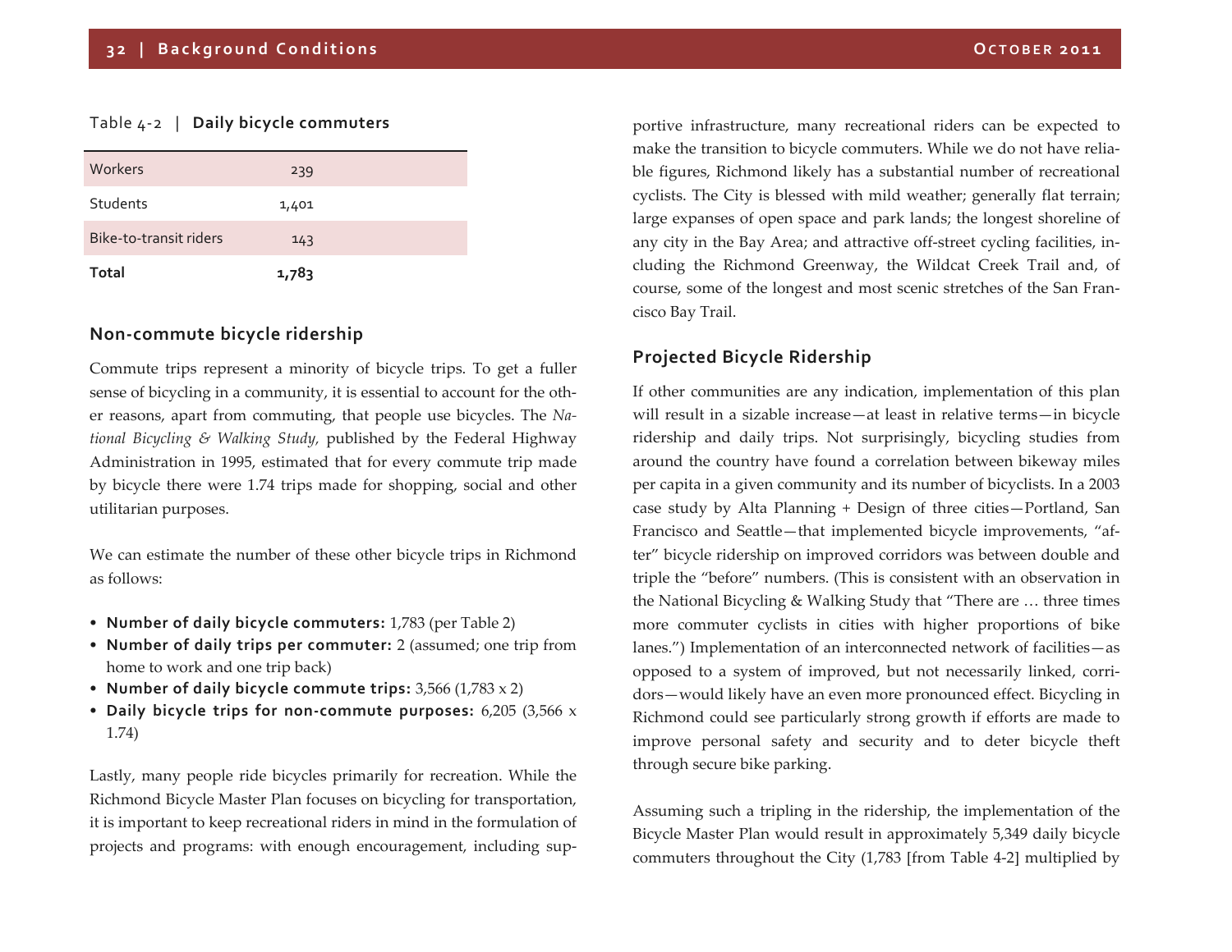Table 4-2 | **Daily bicycle commuters**

| | |
|---|---|
| Workers | 239 |
| Students | 1,401 |
| Bike-to-transit riders | 143 |
| **Total** | **1,783** |

### Non-commute bicycle ridership

Commute trips represent a minority of bicycle trips. To get a fuller sense of bicycling in a community, it is essential to account for the other reasons, apart from commuting, that people use bicycles. The *National Bicycling & Walking Study,* published by the Federal Highway Administration in 1995, estimated that for every commute trip made by bicycle there were 1.74 trips made for shopping, social and other utilitarian purposes.

We can estimate the number of these other bicycle trips in Richmond as follows:

- **Number of daily bicycle commuters:** 1,783 (per Table 2)
- **Number of daily trips per commuter:** 2 (assumed; one trip from home to work and one trip back)
- **Number of daily bicycle commute trips:** 3,566 (1,783 x 2)
- **Daily bicycle trips for non-commute purposes:** 6,205 (3,566 x 1.74)

Lastly, many people ride bicycles primarily for recreation. While the Richmond Bicycle Master Plan focuses on bicycling for transportation, it is important to keep recreational riders in mind in the formulation of projects and programs: with enough encouragement, including supportive infrastructure, many recreational riders can be expected to make the transition to bicycle commuters. While we do not have reliable figures, Richmond likely has a substantial number of recreational cyclists. The City is blessed with mild weather; generally flat terrain; large expanses of open space and park lands; the longest shoreline of any city in the Bay Area; and attractive off-street cycling facilities, including the Richmond Greenway, the Wildcat Creek Trail and, of course, some of the longest and most scenic stretches of the San Francisco Bay Trail.

### Projected Bicycle Ridership

If other communities are any indication, implementation of this plan will result in a sizable increase—at least in relative terms—in bicycle ridership and daily trips. Not surprisingly, bicycling studies from around the country have found a correlation between bikeway miles per capita in a given community and its number of bicyclists. In a 2003 case study by Alta Planning + Design of three cities—Portland, San Francisco and Seattle—that implemented bicycle improvements, "after" bicycle ridership on improved corridors was between double and triple the "before" numbers. (This is consistent with an observation in the National Bicycling & Walking Study that "There are … three times more commuter cyclists in cities with higher proportions of bike lanes.") Implementation of an interconnected network of facilities—as opposed to a system of improved, but not necessarily linked, corridors—would likely have an even more pronounced effect. Bicycling in Richmond could see particularly strong growth if efforts are made to improve personal safety and security and to deter bicycle theft through secure bike parking.

Assuming such a tripling in the ridership, the implementation of the Bicycle Master Plan would result in approximately 5,349 daily bicycle commuters throughout the City (1,783 [from Table 4-2] multiplied by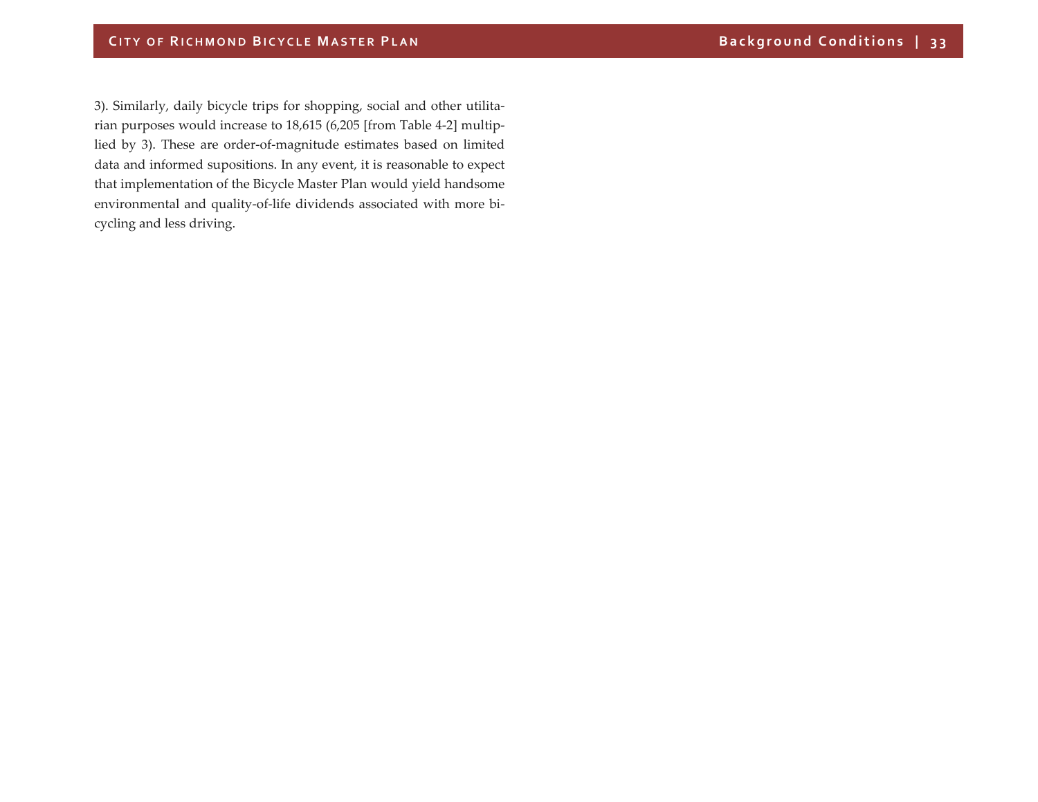3). Similarly, daily bicycle trips for shopping, social and other utilitarian purposes would increase to 18,615 (6,205 [from Table 4-2] multiplied by 3). These are order-of-magnitude estimates based on limited data and informed supositions. In any event, it is reasonable to expect that implementation of the Bicycle Master Plan would yield handsome environmental and quality-of-life dividends associated with more bicycling and less driving.